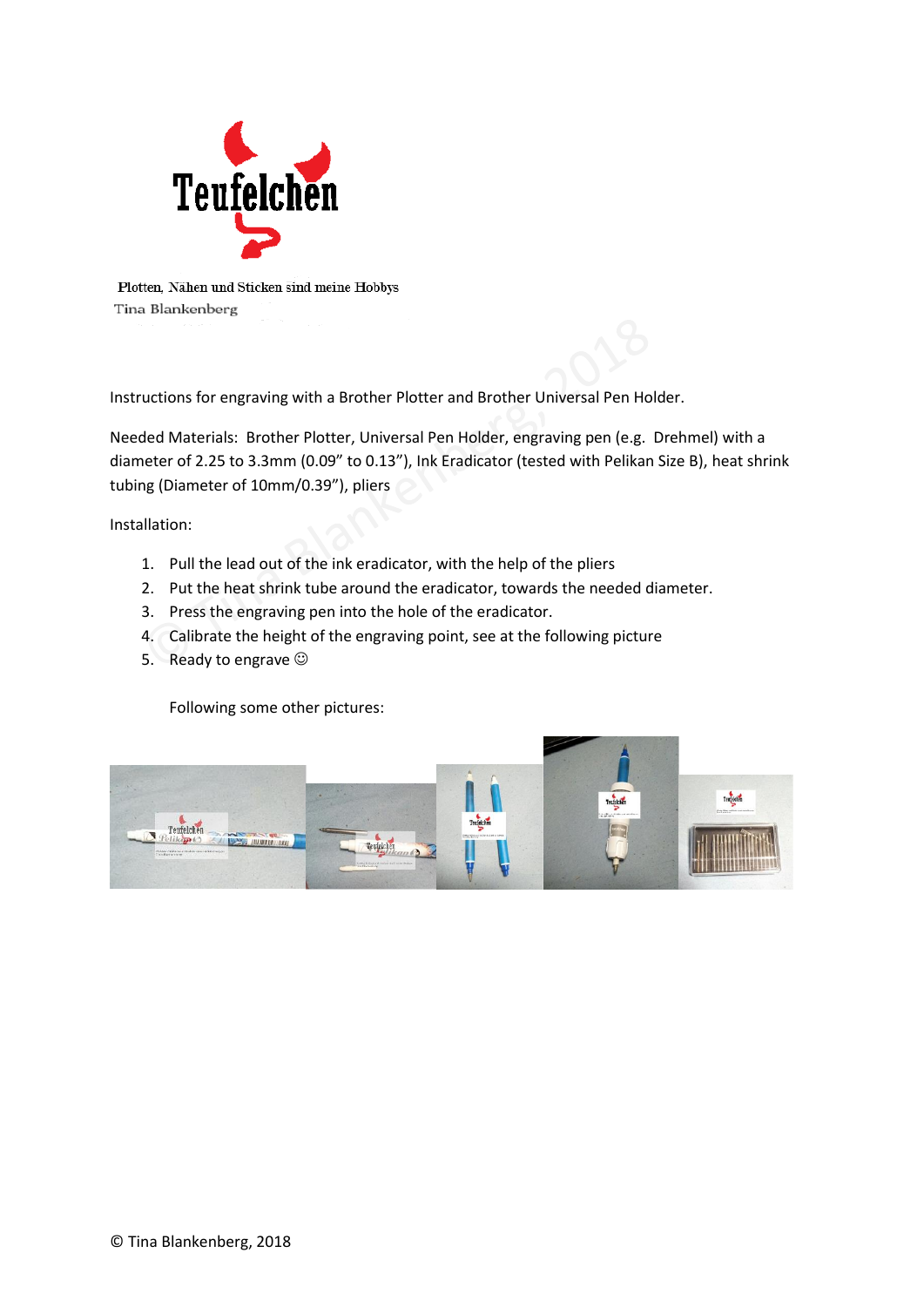Teufelchen

Plotten, Nähen und Sticken sind meine Hobbys
Tina Blankenberg

Instructions for engraving with a Brother Plotter and Brother Universal Pen Holder.

Needed Materials: Brother Plotter, Universal Pen Holder, engraving pen (e.g. Drehmel) with a diameter of 2.25 to 3.3mm (0.09" to 0.13"), Ink Eradicator (tested with Pelikan Size B), heat shrink tubing (Diameter of 10mm/0.39"), pliers

Installation:

1. Pull the lead out of the ink eradicator, with the help of the pliers
2. Put the heat shrink tube around the eradicator, towards the needed diameter.
3. Press the engraving pen into the hole of the eradicator.
4. Calibrate the height of the engraving point, see at the following picture
5. Ready to engrave ☺

   Following some other pictures:

© Tina Blankenberg, 2018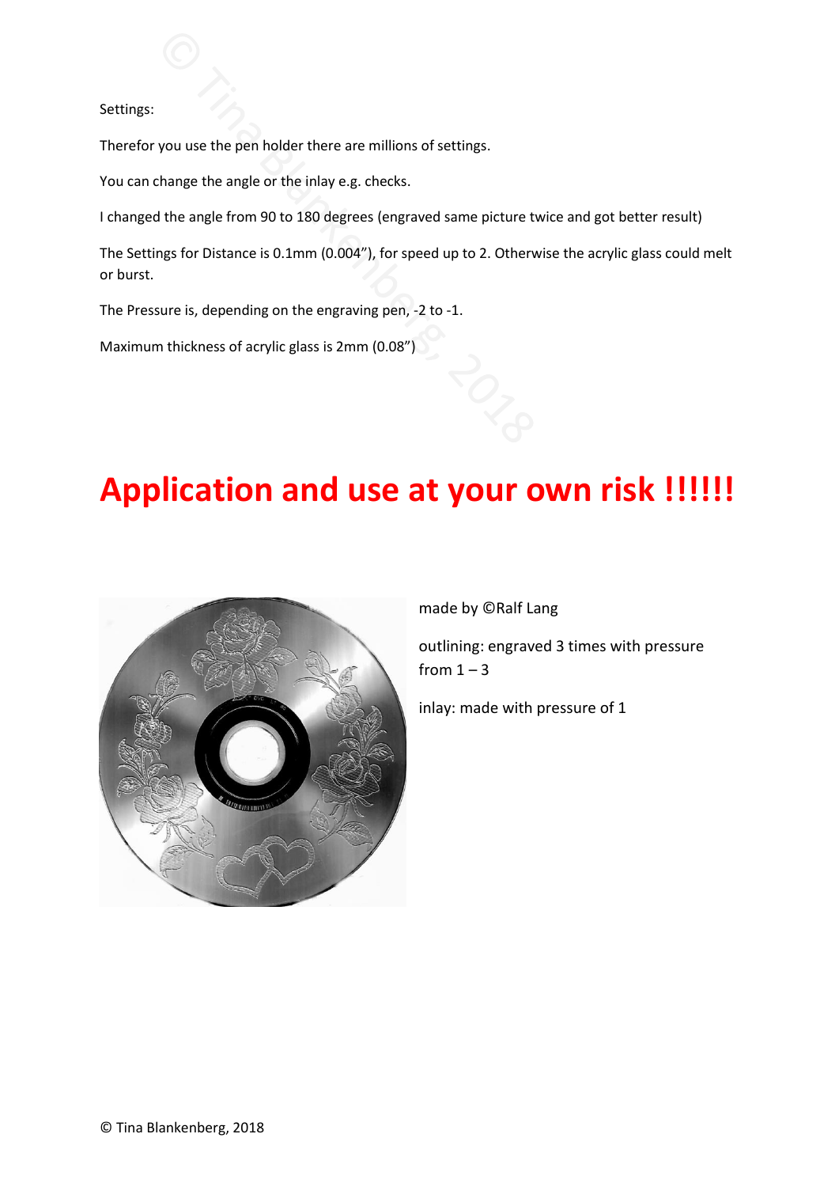Settings:

Therefor you use the pen holder there are millions of settings.

You can change the angle or the inlay e.g. checks.

I changed the angle from 90 to 180 degrees (engraved same picture twice and got better result)

The Settings for Distance is 0.1mm (0.004"), for speed up to 2. Otherwise the acrylic glass could melt or burst.

The Pressure is, depending on the engraving pen, -2 to -1.

Maximum thickness of acrylic glass is 2mm (0.08")

# Application and use at your own risk !!!!!!

made by ©Ralf Lang

outlining: engraved 3 times with pressure from 1 – 3

inlay: made with pressure of 1

© Tina Blankenberg, 2018